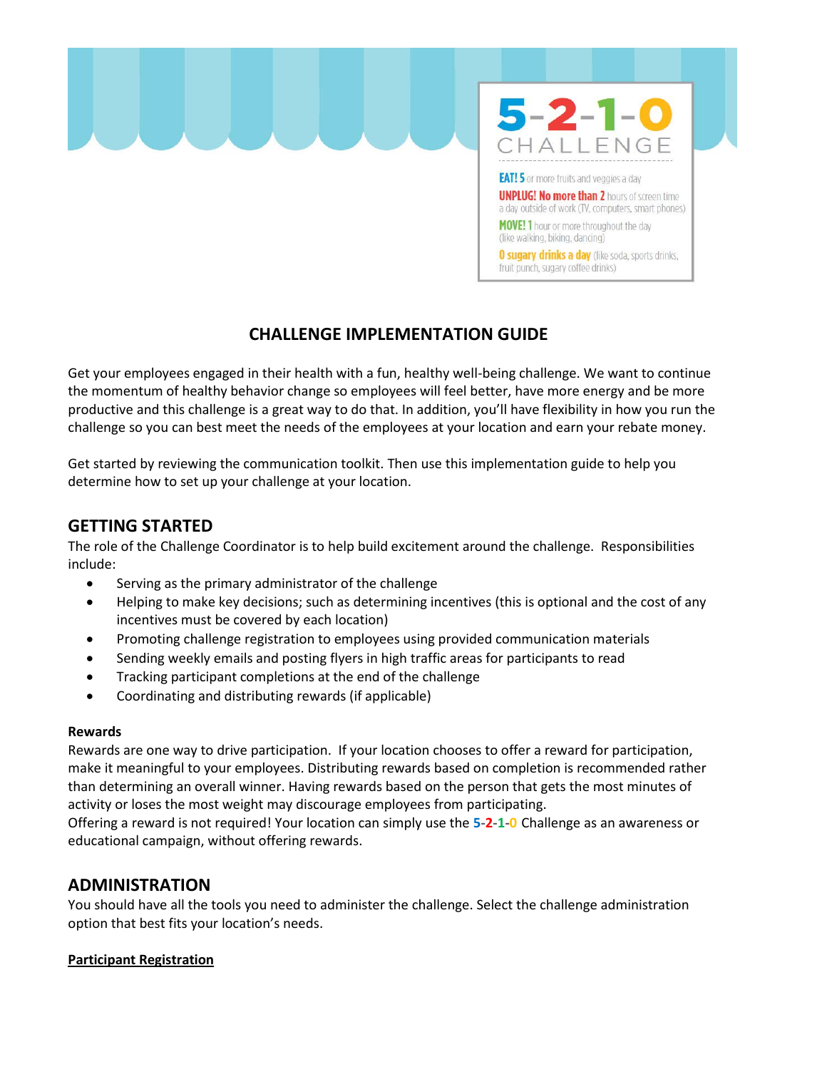**5-2-1-0**
**CHALLENGE**

**EAT! 5** or more fruits and veggies a day
**UNPLUG! No more than 2** hours of screen time a day outside of work (TV, computers, smart phones)
**MOVE! 1** hour or more throughout the day (like walking, biking, dancing)
**0 sugary drinks a day** (like soda, sports drinks, fruit punch, sugary coffee drinks)

# CHALLENGE IMPLEMENTATION GUIDE

Get your employees engaged in their health with a fun, healthy well-being challenge. We want to continue the momentum of healthy behavior change so employees will feel better, have more energy and be more productive and this challenge is a great way to do that. In addition, you'll have flexibility in how you run the challenge so you can best meet the needs of the employees at your location and earn your rebate money.

Get started by reviewing the communication toolkit. Then use this implementation guide to help you determine how to set up your challenge at your location.

## GETTING STARTED

The role of the Challenge Coordinator is to help build excitement around the challenge. Responsibilities include:

- Serving as the primary administrator of the challenge
- Helping to make key decisions; such as determining incentives (this is optional and the cost of any incentives must be covered by each location)
- Promoting challenge registration to employees using provided communication materials
- Sending weekly emails and posting flyers in high traffic areas for participants to read
- Tracking participant completions at the end of the challenge
- Coordinating and distributing rewards (if applicable)

**Rewards**

Rewards are one way to drive participation. If your location chooses to offer a reward for participation, make it meaningful to your employees. Distributing rewards based on completion is recommended rather than determining an overall winner. Having rewards based on the person that gets the most minutes of activity or loses the most weight may discourage employees from participating.

Offering a reward is not required! Your location can simply use the **5-2-1-0** Challenge as an awareness or educational campaign, without offering rewards.

## ADMINISTRATION

You should have all the tools you need to administer the challenge. Select the challenge administration option that best fits your location's needs.

**Participant Registration**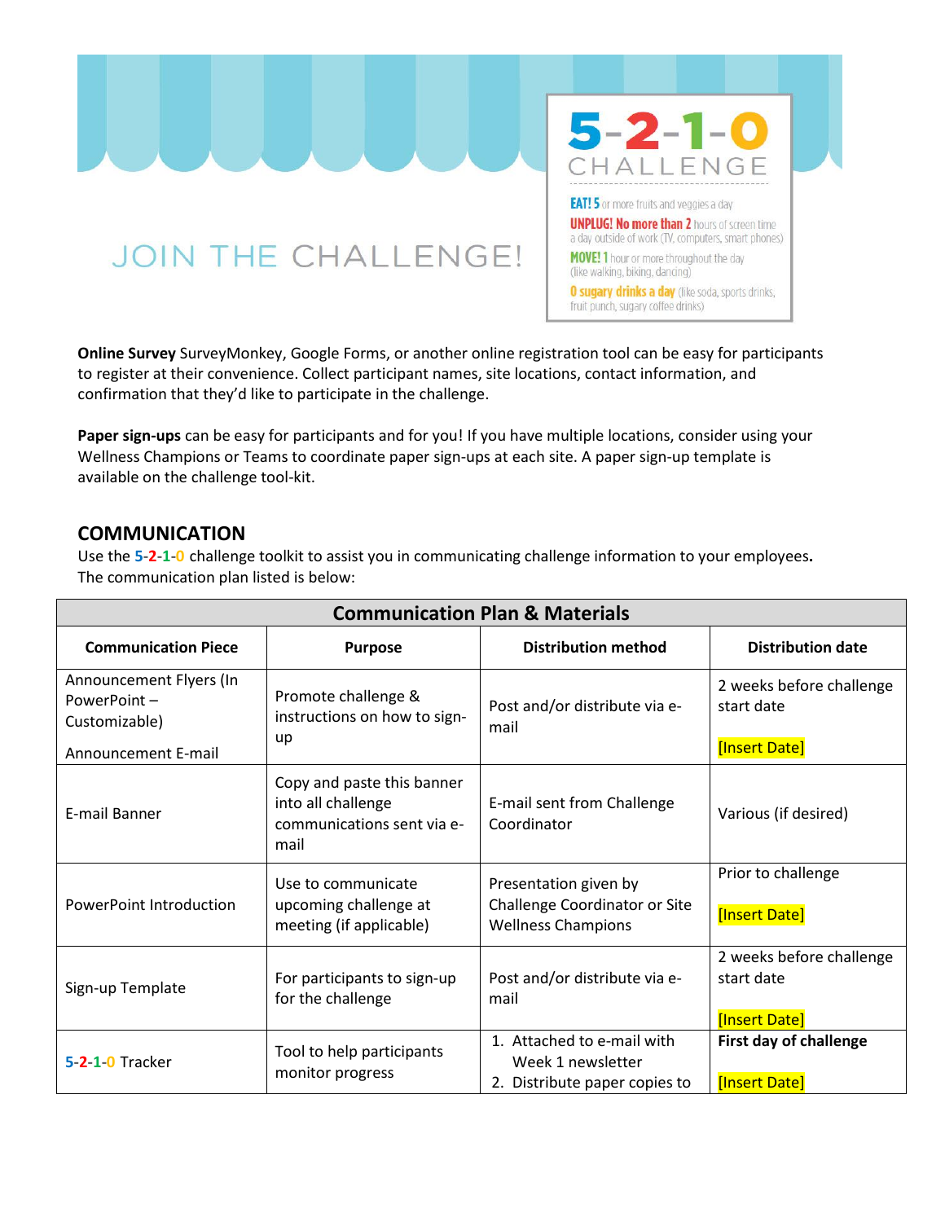# JOIN THE CHALLENGE!

**5-2-1-0 CHALLENGE**

**EAT! 5** or more fruits and veggies a day

**UNPLUG! No more than 2** hours of screen time a day outside of work (TV, computers, smart phones)

**MOVE! 1** hour or more throughout the day (like walking, biking, dancing)

**0 sugary drinks a day** (like soda, sports drinks, fruit punch, sugary coffee drinks)

**Online Survey** SurveyMonkey, Google Forms, or another online registration tool can be easy for participants to register at their convenience. Collect participant names, site locations, contact information, and confirmation that they'd like to participate in the challenge.

**Paper sign-ups** can be easy for participants and for you! If you have multiple locations, consider using your Wellness Champions or Teams to coordinate paper sign-ups at each site. A paper sign-up template is available on the challenge tool-kit.

## COMMUNICATION

Use the 5-2-1-0 challenge toolkit to assist you in communicating challenge information to your employees**.** The communication plan listed is below:

| **Communication Plan & Materials** | | | |
|---|---|---|---|
| **Communication Piece** | **Purpose** | **Distribution method** | **Distribution date** |
| Announcement Flyers (In PowerPoint – Customizable)<br><br>Announcement E-mail | Promote challenge & instructions on how to sign-up | Post and/or distribute via e-mail | 2 weeks before challenge start date<br><br>[Insert Date] |
| E-mail Banner | Copy and paste this banner into all challenge communications sent via e-mail | E-mail sent from Challenge Coordinator | Various (if desired) |
| PowerPoint Introduction | Use to communicate upcoming challenge at meeting (if applicable) | Presentation given by Challenge Coordinator or Site Wellness Champions | Prior to challenge<br><br>[Insert Date] |
| Sign-up Template | For participants to sign-up for the challenge | Post and/or distribute via e-mail | 2 weeks before challenge start date<br><br>[Insert Date] |
| 5-2-1-0 Tracker | Tool to help participants monitor progress | 1. Attached to e-mail with Week 1 newsletter<br>2. Distribute paper copies to | **First day of challenge**<br><br>[Insert Date] |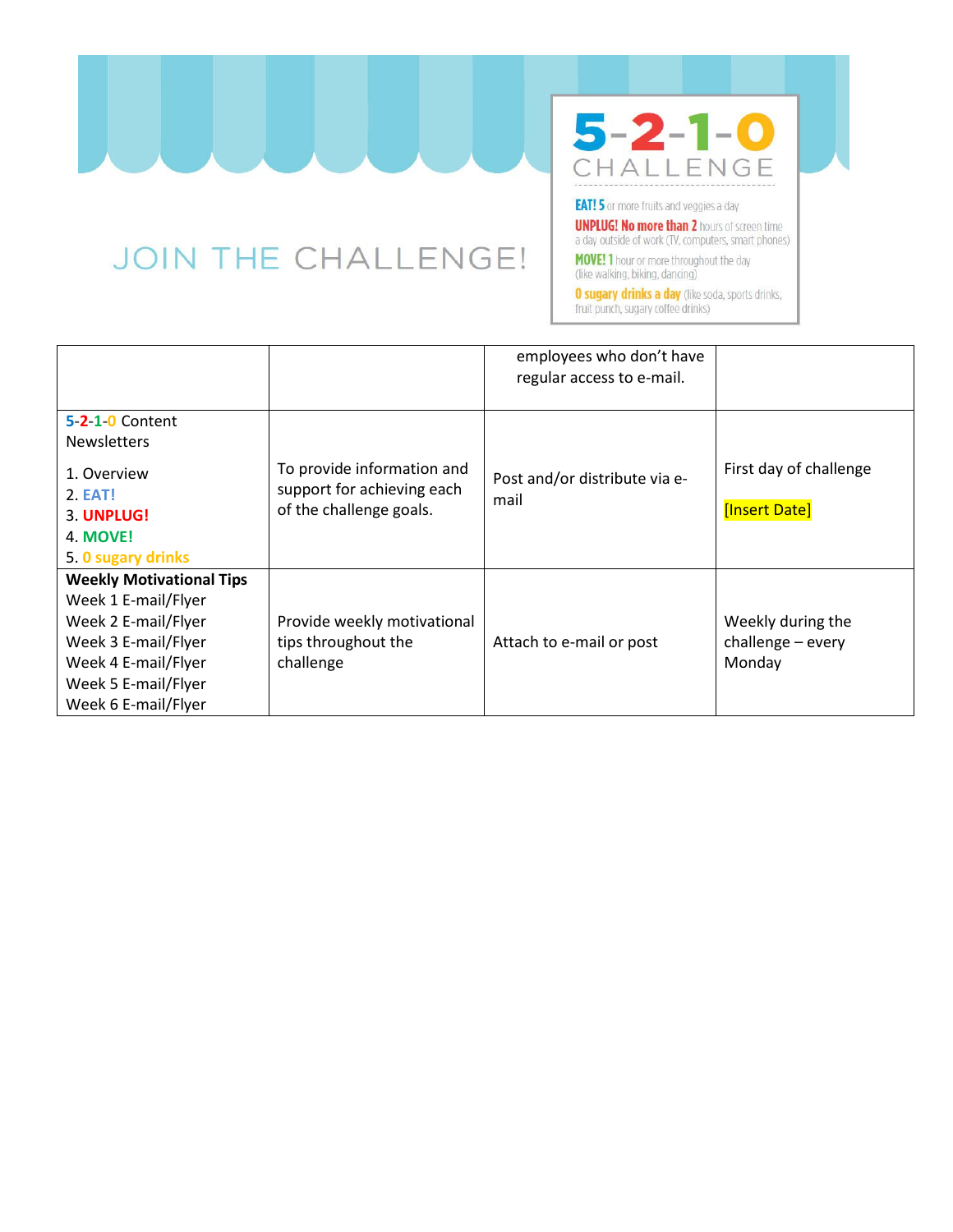JOIN THE CHALLENGE!

5-2-1-0 CHALLENGE

EAT! 5 or more fruits and veggies a day

UNPLUG! No more than 2 hours of screen time a day outside of work (TV, computers, smart phones)

MOVE! 1 hour or more throughout the day (like walking, biking, dancing)

0 sugary drinks a day (like soda, sports drinks, fruit punch, sugary coffee drinks)

| | | | |
|---|---|---|---|
| | | employees who don't have regular access to e-mail. | |
| 5-2-1-0 Content Newsletters<br><br>1. Overview<br>2. EAT!<br>3. UNPLUG!<br>4. MOVE!<br>5. 0 sugary drinks | To provide information and support for achieving each of the challenge goals. | Post and/or distribute via e-mail | First day of challenge<br><br>[Insert Date] |
| **Weekly Motivational Tips**<br>Week 1 E-mail/Flyer<br>Week 2 E-mail/Flyer<br>Week 3 E-mail/Flyer<br>Week 4 E-mail/Flyer<br>Week 5 E-mail/Flyer<br>Week 6 E-mail/Flyer | Provide weekly motivational tips throughout the challenge | Attach to e-mail or post | Weekly during the challenge – every Monday |